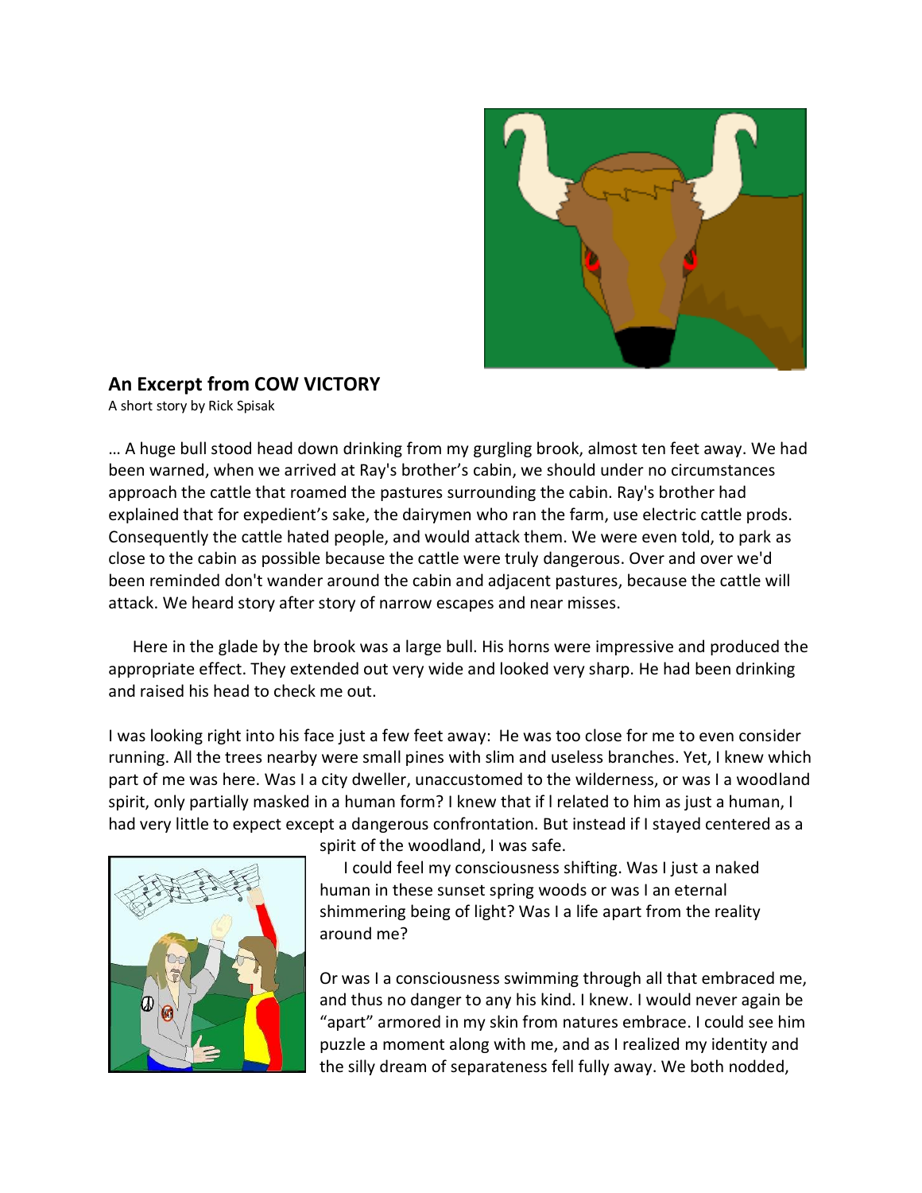## An Excerpt from COW VICTORY

A short story by Rick Spisak

… A huge bull stood head down drinking from my gurgling brook, almost ten feet away. We had been warned, when we arrived at Ray's brother's cabin, we should under no circumstances approach the cattle that roamed the pastures surrounding the cabin. Ray's brother had explained that for expedient's sake, the dairymen who ran the farm, use electric cattle prods. Consequently the cattle hated people, and would attack them. We were even told, to park as close to the cabin as possible because the cattle were truly dangerous. Over and over we'd been reminded don't wander around the cabin and adjacent pastures, because the cattle will attack. We heard story after story of narrow escapes and near misses.

Here in the glade by the brook was a large bull. His horns were impressive and produced the appropriate effect. They extended out very wide and looked very sharp. He had been drinking and raised his head to check me out.

I was looking right into his face just a few feet away: He was too close for me to even consider running. All the trees nearby were small pines with slim and useless branches. Yet, I knew which part of me was here. Was I a city dweller, unaccustomed to the wilderness, or was I a woodland spirit, only partially masked in a human form? I knew that if l related to him as just a human, I had very little to expect except a dangerous confrontation. But instead if I stayed centered as a spirit of the woodland, I was safe.

I could feel my consciousness shifting. Was I just a naked human in these sunset spring woods or was I an eternal shimmering being of light? Was I a life apart from the reality around me?

Or was I a consciousness swimming through all that embraced me, and thus no danger to any his kind. I knew. I would never again be "apart" armored in my skin from natures embrace. I could see him puzzle a moment along with me, and as I realized my identity and the silly dream of separateness fell fully away. We both nodded,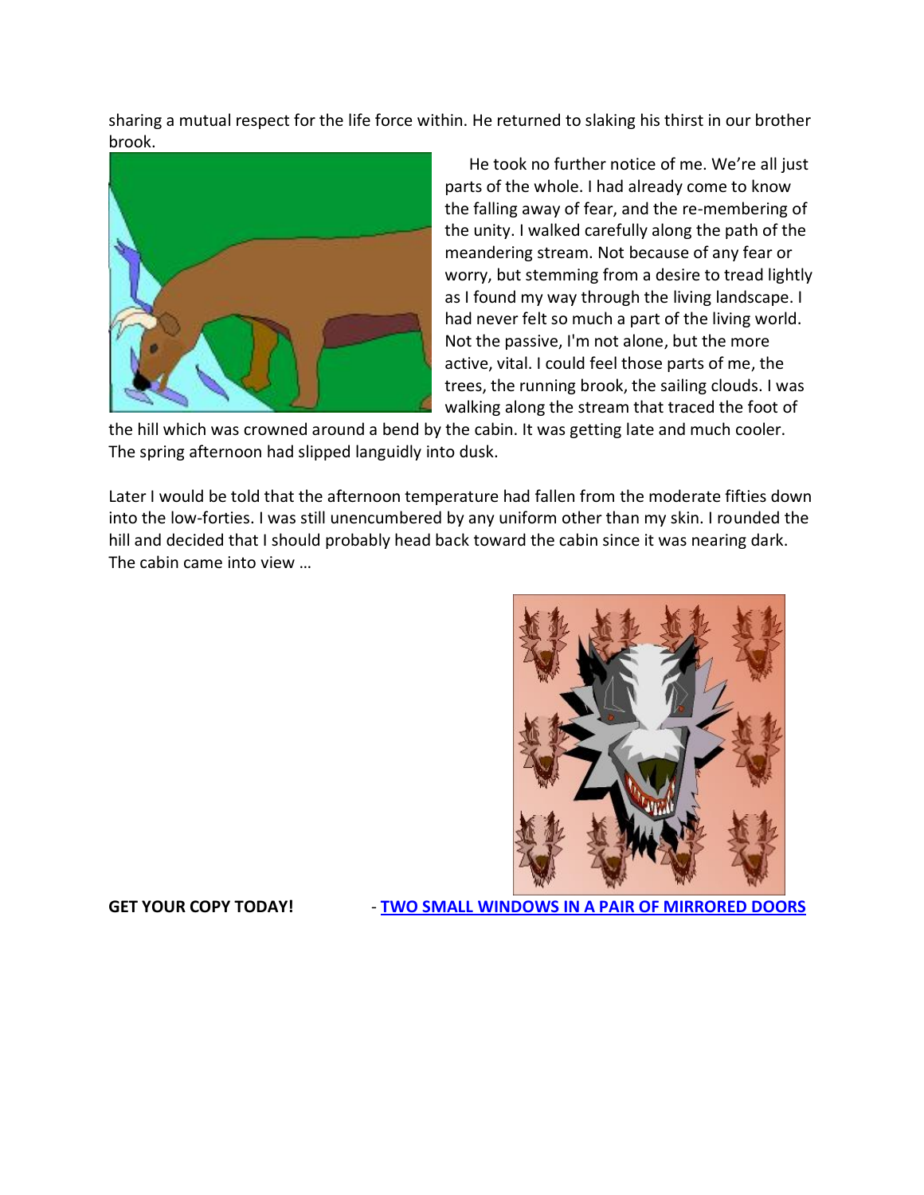sharing a mutual respect for the life force within. He returned to slaking his thirst in our brother brook.

He took no further notice of me. We're all just parts of the whole. I had already come to know the falling away of fear, and the re-membering of the unity. I walked carefully along the path of the meandering stream. Not because of any fear or worry, but stemming from a desire to tread lightly as I found my way through the living landscape. I had never felt so much a part of the living world. Not the passive, I'm not alone, but the more active, vital. I could feel those parts of me, the trees, the running brook, the sailing clouds. I was walking along the stream that traced the foot of the hill which was crowned around a bend by the cabin. It was getting late and much cooler. The spring afternoon had slipped languidly into dusk.

Later I would be told that the afternoon temperature had fallen from the moderate fifties down into the low-forties. I was still unencumbered by any uniform other than my skin. I rounded the hill and decided that I should probably head back toward the cabin since it was nearing dark. The cabin came into view …

**GET YOUR COPY TODAY!** - **TWO SMALL WINDOWS IN A PAIR OF MIRRORED DOORS**